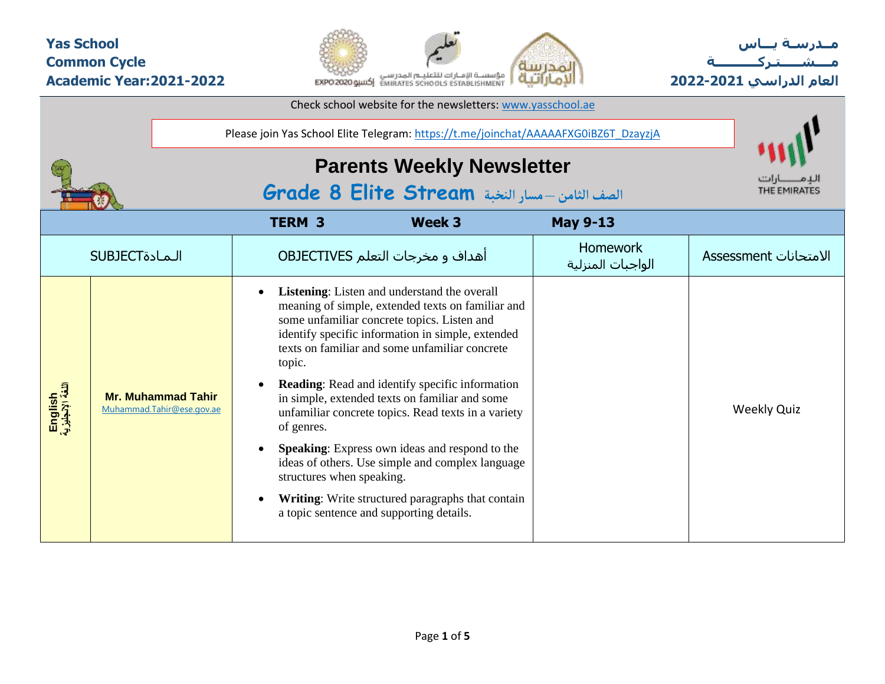**Yas School**
**Common Cycle**
**Academic Year:2021-2022**

**مـدرسـة يــاس**
**مــشـــتـركـــــــة**
**العام الدراسي 2021-2022**

Check school website for the newsletters: www.yasschool.ae

Please join Yas School Elite Telegram: https://t.me/joinchat/AAAAAFXG0iBZ6T_DzayzjA

# Parents Weekly Newsletter

## Grade 8 Elite Stream الصف الثامن – مسار النخبة

| TERM 3 | | Week 3 | May 9-13 | |
|---|---|---|---|---|
| SUBJECTالـمـادة | | OBJECTIVES أهداف و مخرجات التعلم | Homework الواجبات المنزلية | Assessment الامتحانات |
| English اللغة الإنجليزية | **Mr. Muhammad Tahir** Muhammad.Tahir@ese.gov.ae | • **Listening**: Listen and understand the overall meaning of simple, extended texts on familiar and some unfamiliar concrete topics. Listen and identify specific information in simple, extended texts on familiar and some unfamiliar concrete topic. <br> • **Reading**: Read and identify specific information in simple, extended texts on familiar and some unfamiliar concrete topics. Read texts in a variety of genres. <br> • **Speaking**: Express own ideas and respond to the ideas of others. Use simple and complex language structures when speaking. <br> • **Writing**: Write structured paragraphs that contain a topic sentence and supporting details. | | Weekly Quiz |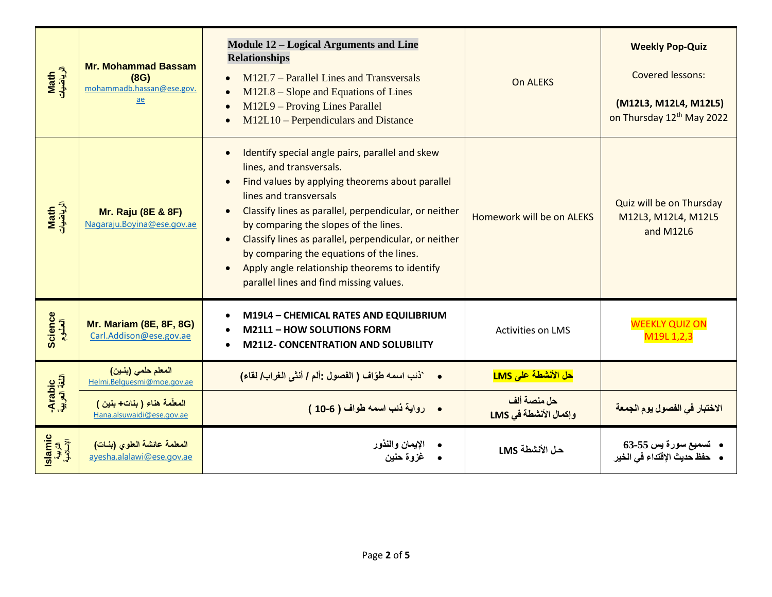| | | | | |
|---|---|---|---|---|
| **Math الرياضيات** | **Mr. Mohammad Bassam (8G)** mohammadb.hassan@ese.gov.ae | **Module 12 – Logical Arguments and Line Relationships**<br>• M12L7 – Parallel Lines and Transversals<br>• M12L8 – Slope and Equations of Lines<br>• M12L9 – Proving Lines Parallel<br>• M12L10 – Perpendiculars and Distance | On ALEKS | **Weekly Pop-Quiz**<br>Covered lessons:<br>**(M12L3, M12L4, M12L5)** on Thursday 12th May 2022 |
| **Math الرياضيات** | **Mr. Raju (8E & 8F)** Nagaraju.Boyina@ese.gov.ae | • Identify special angle pairs, parallel and skew lines, and transversals.<br>• Find values by applying theorems about parallel lines and transversals<br>• Classify lines as parallel, perpendicular, or neither by comparing the slopes of the lines.<br>• Classify lines as parallel, perpendicular, or neither by comparing the equations of the lines.<br>• Apply angle relationship theorems to identify parallel lines and find missing values. | Homework will be on ALEKS | Quiz will be on Thursday M12L3, M12L4, M12L5 and M12L6 |
| **Science العلوم** | **Mr. Mariam (8E, 8F, 8G)** Carl.Addison@ese.gov.ae | • **M19L4 – CHEMICAL RATES AND EQUILIBRIUM**<br>• **M21L1 – HOW SOLUTIONS FORM**<br>• **M21L2- CONCENTRATION AND SOLUBILITY** | Activities on LMS | WEEKLY QUIZ ON M19L 1,2,3 |
| **Arabic- اللغة العربية** | **المعلم حلمي (بنين)** Helmi.Belguesmi@moe.gov.ae | • `ذئب اسمه طوّاف ( الفصول :ألم / أنثى الغراب/ لقاء) | **حل الأنشطة على LMS** | |
| | **المعلّمة هناء ( بنات+ بنين )** Hana.alsuwaidi@ese.gov.ae | • رواية ذئب اسمه طواف ( 6-10 ) | حل منصة ألف<br>وإكمال الأنشطة في LMS | الاختبار في الفصول يوم الجمعة |
| **Islamic التربية الإسلامية** | **المعلمة عائشة العلوي (بنـات)** ayesha.alalawi@ese.gov.ae | • الإيمان والنذور<br>• غزوة حنين | حـل الأنشطة LMS | • تسميع سورة يس 55-63<br>• حفظ حديث الإقتداء في الخير |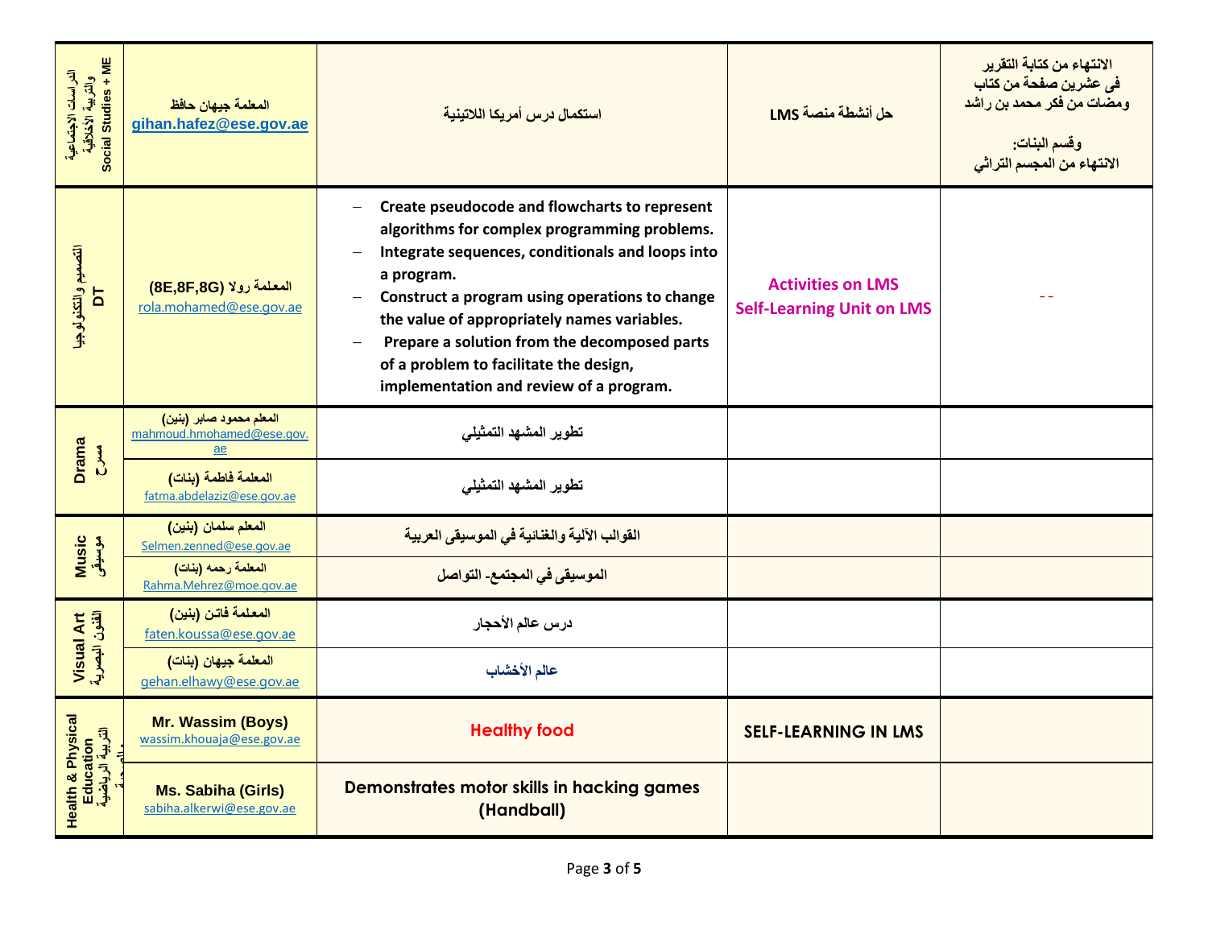| الدراسات الاجتماعية والتربية الأخلاقية Social Studies + ME | المعلمة جيهان حافظ gihan.hafez@ese.gov.ae | استكمال درس أمريكا اللاتينية | حل أنشطة منصة LMS | الانتهاء من كتابة التقرير فى عشرين صفحة من كتاب ومضات من فكر محمد بن راشد<br><br>وقسم البنات:<br>الانتهاء من المجسم التراثي |
|---|---|---|---|---|
| التصميم والتكنولوجيا DT | المعلمة رولا (8E,8F,8G) rola.mohamed@ese.gov.ae | – Create pseudocode and flowcharts to represent algorithms for complex programming problems.<br>– Integrate sequences, conditionals and loops into a program.<br>– Construct a program using operations to change the value of appropriately names variables.<br>– Prepare a solution from the decomposed parts of a problem to facilitate the design, implementation and review of a program. | Activities on LMS<br>Self-Learning Unit on LMS | -- |
| Drama مسرح | المعلم محمود صابر (بنين) mahmoud.hmohamed@ese.gov.ae | تطوير المشهد التمثيلي | | |
| | المعلمة فاطمة (بنات) fatma.abdelaziz@ese.gov.ae | تطوير المشهد التمثيلي | | |
| Music موسيقى | المعلم سلمان (بنين) Selmen.zenned@ese.gov.ae | القوالب الآلية والغنائية في الموسيقى العربية | | |
| | المعلمة رحمه (بنات) Rahma.Mehrez@moe.gov.ae | الموسيقى في المجتمع- التواصل | | |
| Visual Art الفنون البصرية | المعلمة فاتن (بنين) faten.koussa@ese.gov.ae | درس عالم الأحجار | | |
| | المعلمة جيهان (بنات) gehan.elhawy@ese.gov.ae | عالم الأخشاب | | |
| Health & Physical Education التربية الرياضية والصحية | Mr. Wassim (Boys) wassim.khouaja@ese.gov.ae | Healthy food | SELF-LEARNING IN LMS | |
| | Ms. Sabiha (Girls) sabiha.alkerwi@ese.gov.ae | Demonstrates motor skills in hacking games (Handball) | | |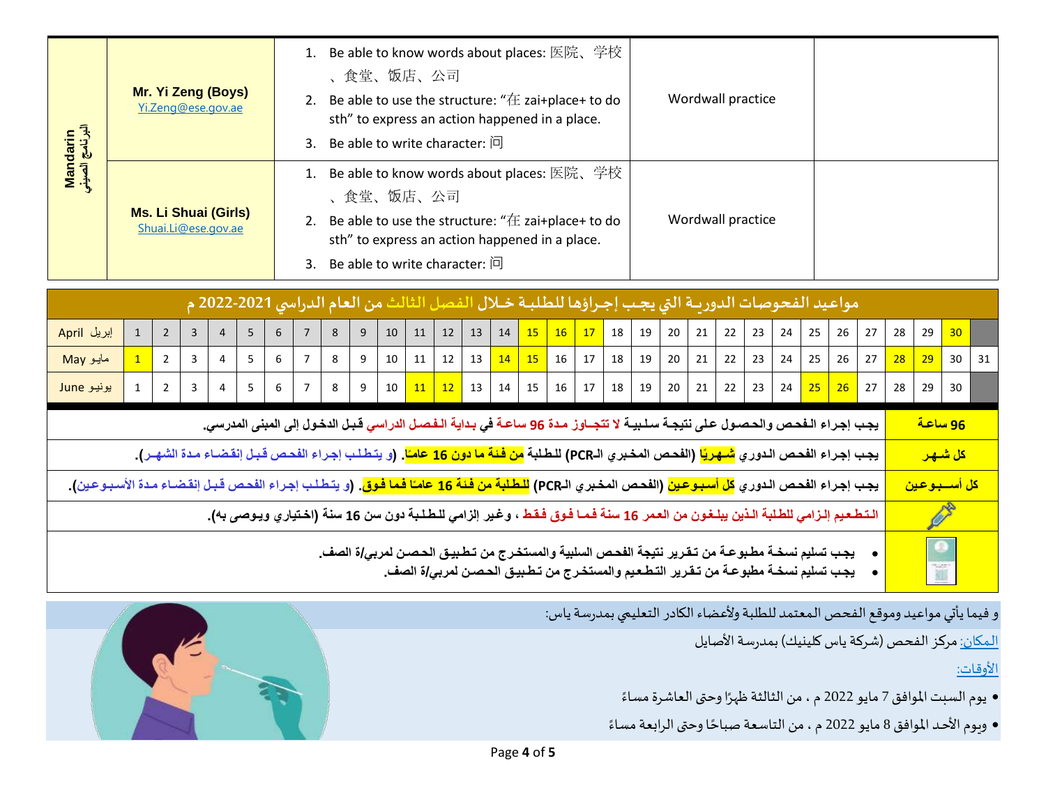| Mandarin البرنامج الصيني | Mr. Yi Zeng (Boys) Yi.Zeng@ese.gov.ae | 1. Be able to know words about places: 医院、学校、食堂、饭店、公司<br>2. Be able to use the structure: "在 zai+place+ to do sth" to express an action happened in a place.<br>3. Be able to write character: 问 | Wordwall practice | |
|---|---|---|---|---|
| | Ms. Li Shuai (Girls) Shuai.Li@ese.gov.ae | 1. Be able to know words about places: 医院、学校、食堂、饭店、公司<br>2. Be able to use the structure: "在 zai+place+ to do sth" to express an action happened in a place.<br>3. Be able to write character: 问 | Wordwall practice | |

## مواعيد الفحوصات الدوريـة التي يجب إجـراؤها للطلبـة خـلال الفصل الثالث من العام الدراسي 2021-2022 م

| | | | | | | | | | | | | | | | | | | | | | | | | | | | | | | | |
|---|---|---|---|---|---|---|---|---|---|---|---|---|---|---|---|---|---|---|---|---|---|---|---|---|---|---|---|---|---|---|---|
| April إبريل | 1 | 2 | 3 | 4 | 5 | 6 | 7 | 8 | 9 | 10 | 11 | 12 | 13 | 14 | 15 | 16 | 17 | 18 | 19 | 20 | 21 | 22 | 23 | 24 | 25 | 26 | 27 | 28 | 29 | 30 | |
| May مايو | 1 | 2 | 3 | 4 | 5 | 6 | 7 | 8 | 9 | 10 | 11 | 12 | 13 | 14 | 15 | 16 | 17 | 18 | 19 | 20 | 21 | 22 | 23 | 24 | 25 | 26 | 27 | 28 | 29 | 30 | 31 |
| June يونيو | 1 | 2 | 3 | 4 | 5 | 6 | 7 | 8 | 9 | 10 | 11 | 12 | 13 | 14 | 15 | 16 | 17 | 18 | 19 | 20 | 21 | 22 | 23 | 24 | 25 | 26 | 27 | 28 | 29 | 30 | |

| | |
|---|---|
| **96 ساعة** | **يجب إجراء الفحص والحصول على نتيجة سلبية لا تتجاوز مدة 96 ساعة في بداية الفصل الدراسي قبل الدخول إلى المبنى المدرسي.** |
| **كل شهر** | **يجب إجراء الفحص الدوري شهريًا (الفحص المخبري الـPCR) للطلبة من فئة ما دون 16 عامًا. (و يتطلب إجراء الفحص قبل إنقضاء مدة الشهر).** |
| **كل أسبوعين** | **يجب إجراء الفحص الدوري كل أسبوعين (الفحص المخبري الـPCR) للطلبة من فئة 16 عامًا فما فوق. (و يتطلب إجراء الفحص قبل إنقضاء مدة الأسبوعين).** |
| | **التطعيم إلزامي للطلبة الذين يبلغون من العمر 16 سنة فما فوق فقط ، وغير إلزامي للطلبة دون سن 16 سنة (اختياري ويوصى به).** |
| | • **يجب تسليم نسخة مطبوعة من تقرير نتيجة الفحص السلبية والمستخرج من تطبيق الحصن لمربي/ة الصف.**<br>• **يجب تسليم نسخة مطبوعة من تقرير التطعيم والمستخرج من تطبيق الحصن لمربي/ة الصف.** |

و فيما يأتي مواعيد وموقع الفحص المعتمد للطلبة ولأعضاء الكادر التعليمي بمدرسة ياس:

المكان: مركز الفحص (شركة ياس كلينيك) بمدرسة الأصايل

الأوقات:

- يوم السبت الموافق 7 مايو 2022 م ، من الثالثة ظهرًا وحتى العاشرة مساءً
- ويوم الأحد الموافق 8 مايو 2022 م ، من التاسعة صباحًا وحتى الرابعة مساءً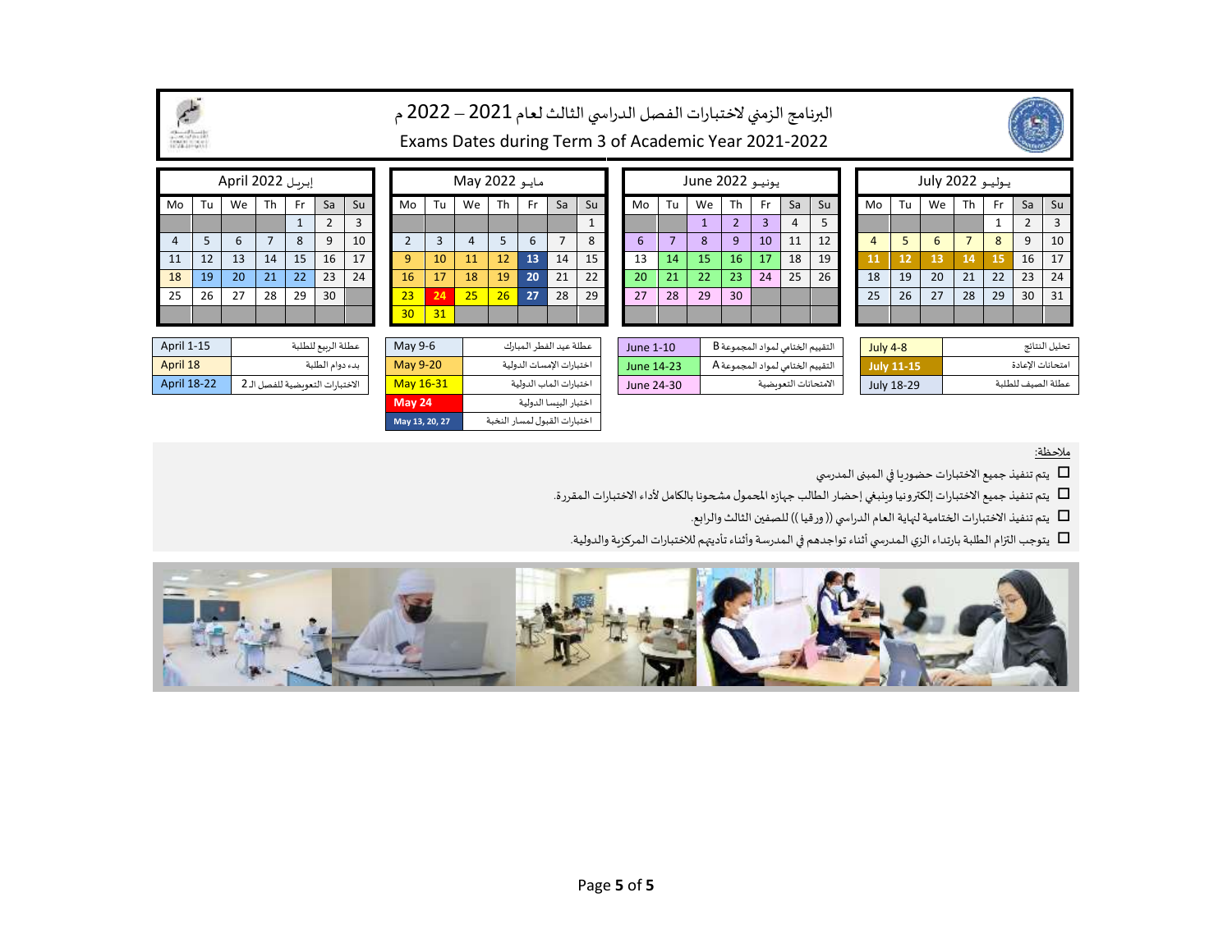# البرنامج الزمني لاختبارات الفصل الدراسي الثالث لعام 2021 – 2022 م

# Exams Dates during Term 3 of Academic Year 2021-2022

**April 2022 إبريل**

| Mo | Tu | We | Th | Fr | Sa | Su |
|---|---|---|---|---|---|---|
| | | | | 1 | 2 | 3 |
| 4 | 5 | 6 | 7 | 8 | 9 | 10 |
| 11 | 12 | 13 | 14 | 15 | 16 | 17 |
| 18 | 19 | 20 | 21 | 22 | 23 | 24 |
| 25 | 26 | 27 | 28 | 29 | 30 | |

**May 2022 مايو**

| Mo | Tu | We | Th | Fr | Sa | Su |
|---|---|---|---|---|---|---|
| | | | | | | 1 |
| 2 | 3 | 4 | 5 | 6 | 7 | 8 |
| 9 | 10 | 11 | 12 | 13 | 14 | 15 |
| 16 | 17 | 18 | 19 | 20 | 21 | 22 |
| 23 | 24 | 25 | 26 | 27 | 28 | 29 |
| 30 | 31 | | | | | |

**June 2022 يونيو**

| Mo | Tu | We | Th | Fr | Sa | Su |
|---|---|---|---|---|---|---|
| | | 1 | 2 | 3 | 4 | 5 |
| 6 | 7 | 8 | 9 | 10 | 11 | 12 |
| 13 | 14 | 15 | 16 | 17 | 18 | 19 |
| 20 | 21 | 22 | 23 | 24 | 25 | 26 |
| 27 | 28 | 29 | 30 | | | |

**July 2022 يوليو**

| Mo | Tu | We | Th | Fr | Sa | Su |
|---|---|---|---|---|---|---|
| | | | | 1 | 2 | 3 |
| 4 | 5 | 6 | 7 | 8 | 9 | 10 |
| 11 | 12 | 13 | 14 | 15 | 16 | 17 |
| 18 | 19 | 20 | 21 | 22 | 23 | 24 |
| 25 | 26 | 27 | 28 | 29 | 30 | 31 |

| | |
|---|---|
| April 1-15 | عطلة الربيع للطلبة |
| April 18 | بدء دوام الطلبة |
| April 18-22 | الاختبارات التعويضية للفصل الـ 2 |

| | |
|---|---|
| May 9-6 | عطلة عيد الفطر المبارك |
| May 9-20 | اختبارات الإمسات الدولية |
| May 16-31 | اختبارات الماب الدولية |
| May 24 | اختبار البيسا الدولية |
| May 13, 20, 27 | اختبارات القبول لمسار النخبة |

| | |
|---|---|
| June 1-10 | التقييم الختامي لمواد المجموعة B |
| June 14-23 | التقييم الختامي لمواد المجموعة A |
| June 24-30 | الامتحانات التعويضية |

| | |
|---|---|
| July 4-8 | تحليل النتائج |
| July 11-15 | امتحانات الإعادة |
| July 18-29 | عطلة الصيف للطلبة |

ملاحظة:

- ☐ يتم تنفيذ جميع الاختبارات حضوريا في المبنى المدرسي
- ☐ يتم تنفيذ جميع الاختبارات إلكترونيا وينبغي إحضار الطالب جهازه المحمول مشحونا بالكامل لأداء الاختبارات المقررة.
- ☐ يتم تنفيذ الاختبارات الختامية لنهاية العام الدراسي (( ورقيا )) للصفين الثالث والرابع.
- ☐ يتوجب التزام الطلبة بارتداء الزي المدرسي أثناء تواجدهم في المدرسة وأثناء تأديتهم للاختبارات المركزية والدولية.